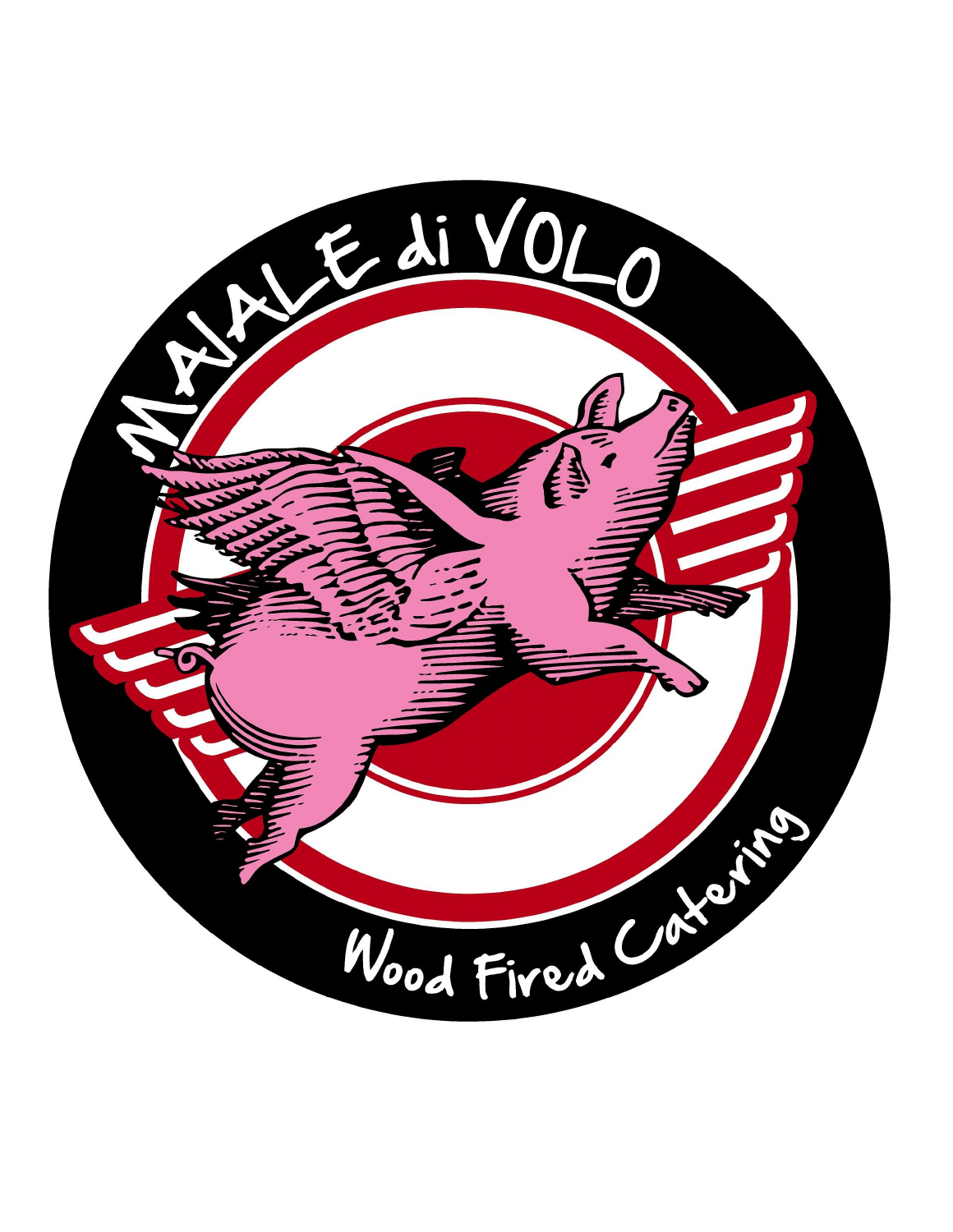# MAIALE di VOLO

Wood Fired Catering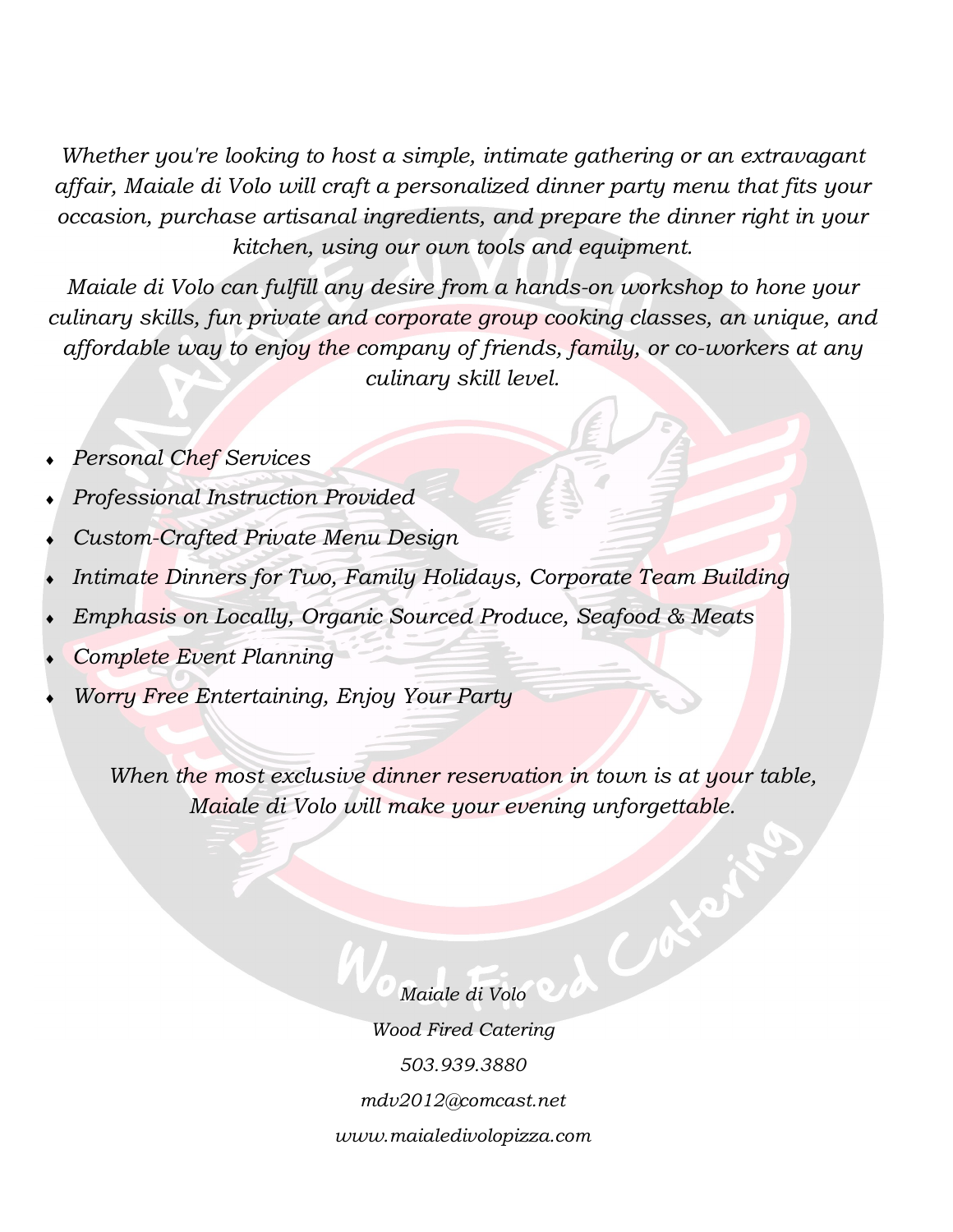*Whether you're looking to host a simple, intimate gathering or an extravagant affair, Maiale di Volo will craft a personalized dinner party menu that fits your occasion, purchase artisanal ingredients, and prepare the dinner right in your kitchen, using our own tools and equipment.*

*Maiale di Volo can fulfill any desire from a hands-on workshop to hone your culinary skills, fun private and corporate group cooking classes, an unique, and affordable way to enjoy the company of friends, family, or co-workers at any culinary skill level.*

- *Personal Chef Services*
- *Professional Instruction Provided*
- *Custom-Crafted Private Menu Design*
- *Intimate Dinners for Two, Family Holidays, Corporate Team Building*
- *Emphasis on Locally, Organic Sourced Produce, Seafood & Meats*
- *Complete Event Planning*
- *Worry Free Entertaining, Enjoy Your Party*

*When the most exclusive dinner reservation in town is at your table, Maiale di Volo will make your evening unforgettable.*

*Maiale di Volo*

*Wood Fired Catering*

*503.939.3880*

*mdv2012@comcast.net*

*www.maialedivolopizza.com*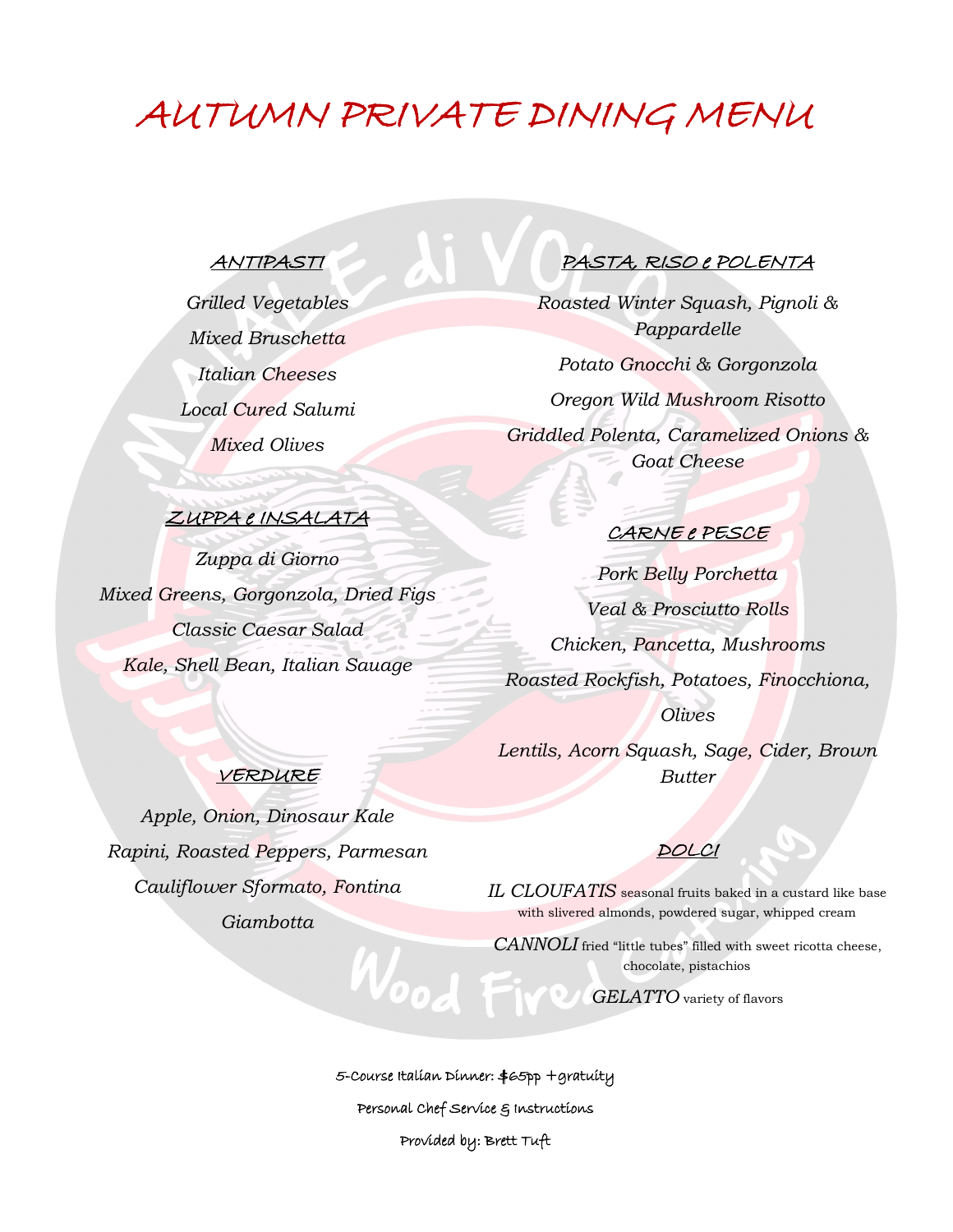# AUTUMN PRIVATE DINING MENU

## ANTIPASTI

*Grilled Vegetables*

*Mixed Bruschetta*

*Italian Cheeses*

*Local Cured Salumi*

*Mixed Olives*

## ZUPPA e INSALATA

*Zuppa di Giorno*

*Mixed Greens, Gorgonzola, Dried Figs*

*Classic Caesar Salad*

*Kale, Shell Bean, Italian Sauage*

## VERDURE

*Apple, Onion, Dinosaur Kale*

*Rapini, Roasted Peppers, Parmesan*

*Cauliflower Sformato, Fontina*

*Giambotta*

## PASTA, RISO e POLENTA

*Roasted Winter Squash, Pignoli & Pappardelle*

*Potato Gnocchi & Gorgonzola*

*Oregon Wild Mushroom Risotto*

*Griddled Polenta, Caramelized Onions & Goat Cheese*

## CARNE e PESCE

*Pork Belly Porchetta*

*Veal & Prosciutto Rolls*

*Chicken, Pancetta, Mushrooms*

*Roasted Rockfish, Potatoes, Finocchiona, Olives*

*Lentils, Acorn Squash, Sage, Cider, Brown Butter*

## DOLCI

*IL CLOUFATIS* seasonal fruits baked in a custard like base with slivered almonds, powdered sugar, whipped cream

*CANNOLI* fried "little tubes" filled with sweet ricotta cheese, chocolate, pistachios

*GELATTO* variety of flavors

5-Course Italian Dinner: $65pp +gratuity

Personal Chef Service & Instructions

Provided by: Brett Tuft